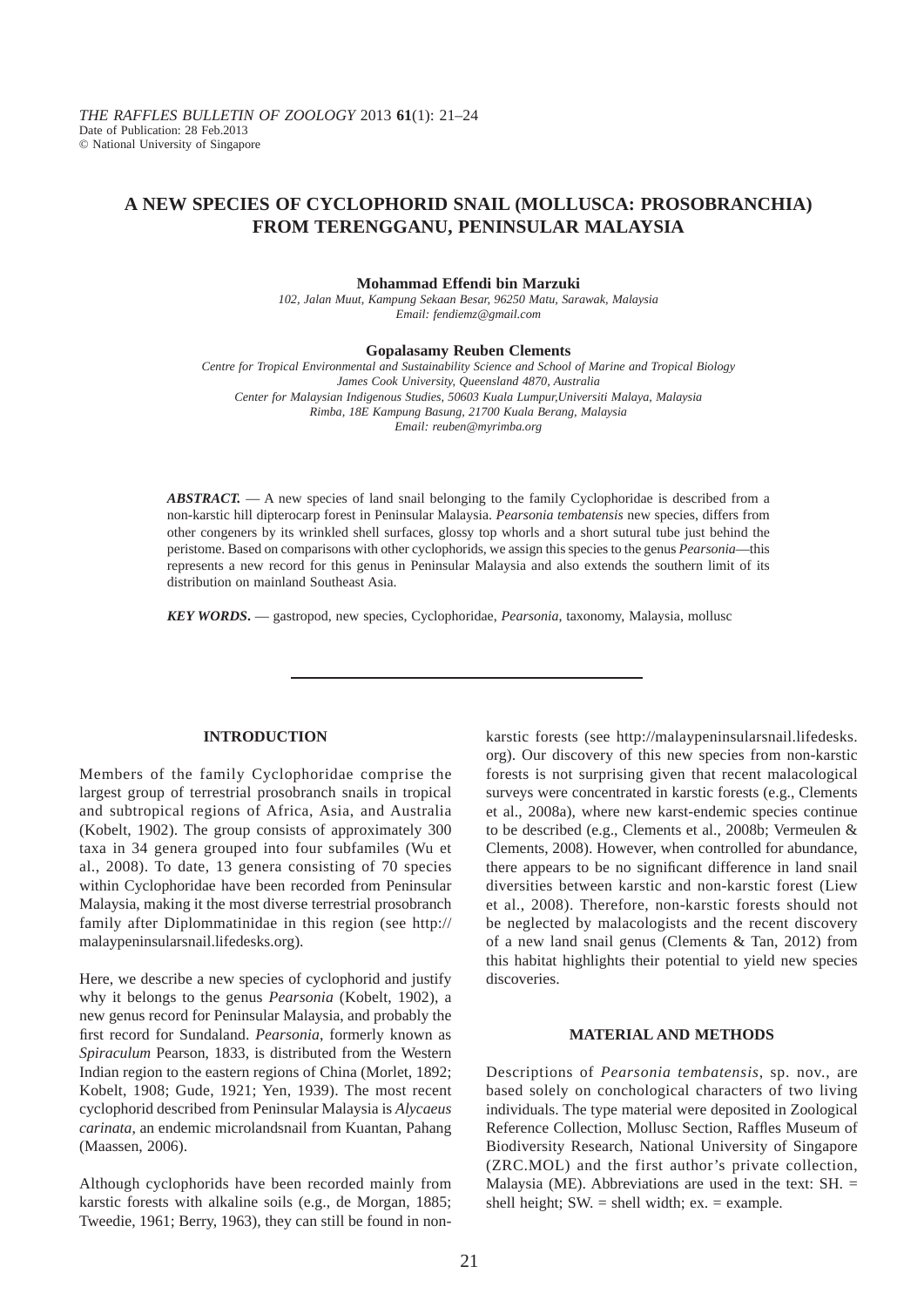# A NEW SPECIES OF CYCLOPHORID SNAIL (MOLLUSCA: PROSOBRANCHIA) FROM TERENGGANU, PENINSULAR MALAYSIA

**Mohammad Effendi bin Marzuki**

*102, Jalan Muut, Kampung Sekaan Besar, 96250 Matu, Sarawak, Malaysia*
*Email: fendiemz@gmail.com*

**Gopalasamy Reuben Clements**

*Centre for Tropical Environmental and Sustainability Science and School of Marine and Tropical Biology*
*James Cook University, Queensland 4870, Australia*
*Center for Malaysian Indigenous Studies, 50603 Kuala Lumpur,Universiti Malaya, Malaysia*
*Rimba, 18E Kampung Basung, 21700 Kuala Berang, Malaysia*
*Email: reuben@myrimba.org*

***ABSTRACT.*** — A new species of land snail belonging to the family Cyclophoridae is described from a non-karstic hill dipterocarp forest in Peninsular Malaysia. *Pearsonia tembatensis* new species, differs from other congeners by its wrinkled shell surfaces, glossy top whorls and a short sutural tube just behind the peristome. Based on comparisons with other cyclophorids, we assign this species to the genus *Pearsonia*—this represents a new record for this genus in Peninsular Malaysia and also extends the southern limit of its distribution on mainland Southeast Asia.

***KEY WORDS.*** — gastropod, new species, Cyclophoridae, *Pearsonia*, taxonomy, Malaysia, mollusc

## INTRODUCTION

Members of the family Cyclophoridae comprise the largest group of terrestrial prosobranch snails in tropical and subtropical regions of Africa, Asia, and Australia (Kobelt, 1902). The group consists of approximately 300 taxa in 34 genera grouped into four subfamiles (Wu et al., 2008). To date, 13 genera consisting of 70 species within Cyclophoridae have been recorded from Peninsular Malaysia, making it the most diverse terrestrial prosobranch family after Diplommatinidae in this region (see http://malaypeninsularsnail.lifedesks.org).

Here, we describe a new species of cyclophorid and justify why it belongs to the genus *Pearsonia* (Kobelt, 1902), a new genus record for Peninsular Malaysia, and probably the first record for Sundaland. *Pearsonia*, formerly known as *Spiraculum* Pearson, 1833, is distributed from the Western Indian region to the eastern regions of China (Morlet, 1892; Kobelt, 1908; Gude, 1921; Yen, 1939). The most recent cyclophorid described from Peninsular Malaysia is *Alycaeus carinata*, an endemic microlandsnail from Kuantan, Pahang (Maassen, 2006).

Although cyclophorids have been recorded mainly from karstic forests with alkaline soils (e.g., de Morgan, 1885; Tweedie, 1961; Berry, 1963), they can still be found in non-karstic forests (see http://malaypeninsularsnail.lifedesks.org). Our discovery of this new species from non-karstic forests is not surprising given that recent malacological surveys were concentrated in karstic forests (e.g., Clements et al., 2008a), where new karst-endemic species continue to be described (e.g., Clements et al., 2008b; Vermeulen & Clements, 2008). However, when controlled for abundance, there appears to be no significant difference in land snail diversities between karstic and non-karstic forest (Liew et al., 2008). Therefore, non-karstic forests should not be neglected by malacologists and the recent discovery of a new land snail genus (Clements & Tan, 2012) from this habitat highlights their potential to yield new species discoveries.

## MATERIAL AND METHODS

Descriptions of *Pearsonia tembatensis*, sp. nov., are based solely on conchological characters of two living individuals. The type material were deposited in Zoological Reference Collection, Mollusc Section, Raffles Museum of Biodiversity Research, National University of Singapore (ZRC.MOL) and the first author's private collection, Malaysia (ME). Abbreviations are used in the text: SH. = shell height; SW. = shell width; ex. = example.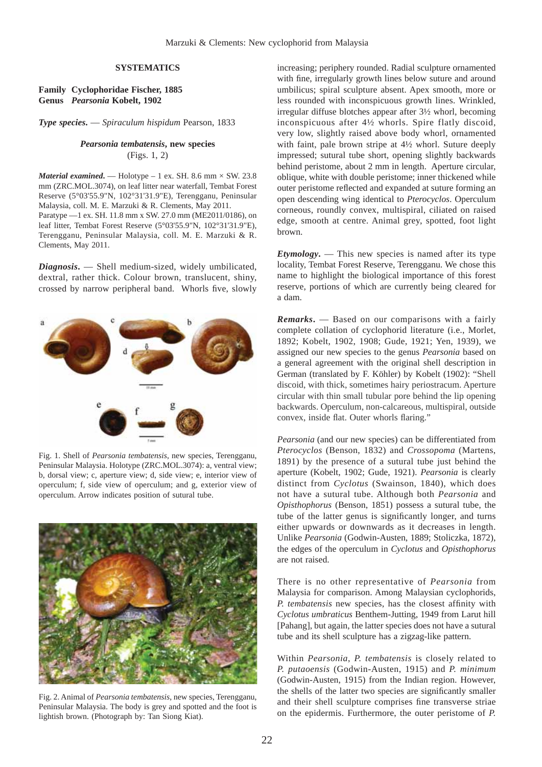## SYSTEMATICS

**Family Cyclophoridae Fischer, 1885**
**Genus *Pearsonia* Kobelt, 1902**

***Type species.*** — *Spiraculum hispidum* Pearson, 1833

### *Pearsonia tembatensis*, new species
(Figs. 1, 2)

***Material examined.*** — Holotype – 1 ex. SH. 8.6 mm × SW. 23.8 mm (ZRC.MOL.3074), on leaf litter near waterfall, Tembat Forest Reserve (5°03'55.9"N, 102°31'31.9"E), Terengganu, Peninsular Malaysia, coll. M. E. Marzuki & R. Clements, May 2011.
Paratype —1 ex. SH. 11.8 mm x SW. 27.0 mm (ME2011/0186), on leaf litter, Tembat Forest Reserve (5°03'55.9"N, 102°31'31.9"E), Terengganu, Peninsular Malaysia, coll. M. E. Marzuki & R. Clements, May 2011.

***Diagnosis.*** — Shell medium-sized, widely umbilicated, dextral, rather thick. Colour brown, translucent, shiny, crossed by narrow peripheral band. Whorls five, slowly increasing; periphery rounded. Radial sculpture ornamented with fine, irregularly growth lines below suture and around umbilicus; spiral sculpture absent. Apex smooth, more or less rounded with inconspicuous growth lines. Wrinkled, irregular diffuse blotches appear after 3½ whorl, becoming inconspicuous after 4½ whorls. Spire flatly discoid, very low, slightly raised above body whorl, ornamented with faint, pale brown stripe at 4½ whorl. Suture deeply impressed; sutural tube short, opening slightly backwards behind peristome, about 2 mm in length. Aperture circular, oblique, white with double peristome; inner thickened while outer peristome reflected and expanded at suture forming an open descending wing identical to *Pterocyclos*. Operculum corneous, roundly convex, multispiral, ciliated on raised edge, smooth at centre. Animal grey, spotted, foot light brown.

Fig. 1. Shell of *Pearsonia tembatensis*, new species, Terengganu, Peninsular Malaysia. Holotype (ZRC.MOL.3074): a, ventral view; b, dorsal view; c, aperture view; d, side view; e, interior view of operculum; f, side view of operculum; and g, exterior view of operculum. Arrow indicates position of sutural tube.

Fig. 2. Animal of *Pearsonia tembatensis*, new species, Terengganu, Peninsular Malaysia. The body is grey and spotted and the foot is lightish brown. (Photograph by: Tan Siong Kiat).

***Etymology.*** — This new species is named after its type locality, Tembat Forest Reserve, Terengganu. We chose this name to highlight the biological importance of this forest reserve, portions of which are currently being cleared for a dam.

***Remarks.*** — Based on our comparisons with a fairly complete collation of cyclophorid literature (i.e., Morlet, 1892; Kobelt, 1902, 1908; Gude, 1921; Yen, 1939), we assigned our new species to the genus *Pearsonia* based on a general agreement with the original shell description in German (translated by F. Köhler) by Kobelt (1902): "Shell discoid, with thick, sometimes hairy periostracum. Aperture circular with thin small tubular pore behind the lip opening backwards. Operculum, non-calcareous, multispiral, outside convex, inside flat. Outer whorls flaring."

*Pearsonia* (and our new species) can be differentiated from *Pterocyclos* (Benson, 1832) and *Crossopoma* (Martens, 1891) by the presence of a sutural tube just behind the aperture (Kobelt, 1902; Gude, 1921). *Pearsonia* is clearly distinct from *Cyclotus* (Swainson, 1840), which does not have a sutural tube. Although both *Pearsonia* and *Opisthophorus* (Benson, 1851) possess a sutural tube, the tube of the latter genus is significantly longer, and turns either upwards or downwards as it decreases in length. Unlike *Pearsonia* (Godwin-Austen, 1889; Stoliczka, 1872), the edges of the operculum in *Cyclotus* and *Opisthophorus* are not raised.

There is no other representative of *Pearsonia* from Malaysia for comparison. Among Malaysian cyclophorids, *P. tembatensis* new species, has the closest affinity with *Cyclotus umbraticus* Benthem-Jutting, 1949 from Larut hill [Pahang], but again, the latter species does not have a sutural tube and its shell sculpture has a zigzag-like pattern.

Within *Pearsonia*, *P. tembatensis* is closely related to *P. putaoensis* (Godwin-Austen, 1915) and *P. minimum* (Godwin-Austen, 1915) from the Indian region. However, the shells of the latter two species are significantly smaller and their shell sculpture comprises fine transverse striae on the epidermis. Furthermore, the outer peristome of *P.*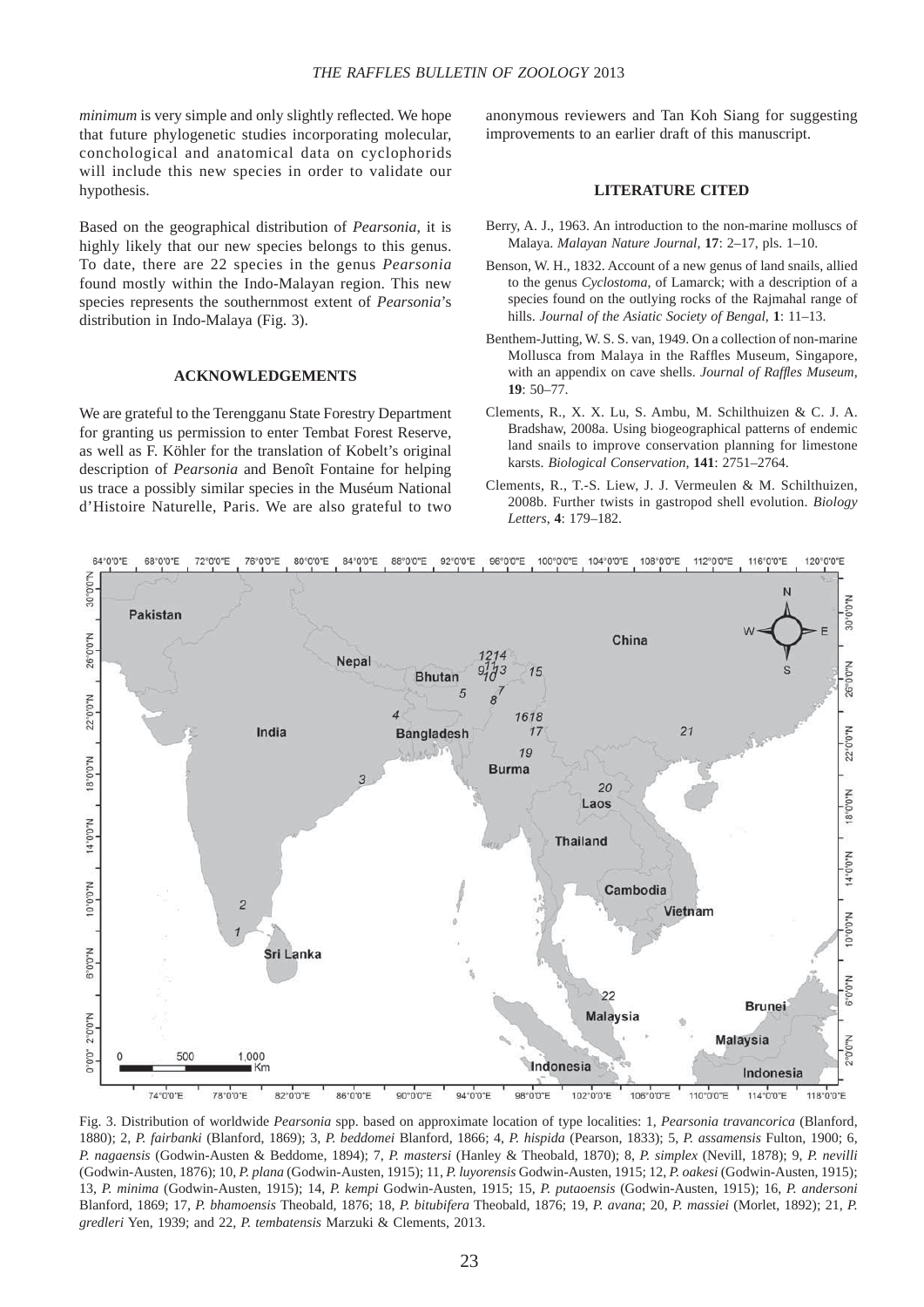*minimum* is very simple and only slightly reflected. We hope that future phylogenetic studies incorporating molecular, conchological and anatomical data on cyclophorids will include this new species in order to validate our hypothesis.

Based on the geographical distribution of *Pearsonia*, it is highly likely that our new species belongs to this genus. To date, there are 22 species in the genus *Pearsonia* found mostly within the Indo-Malayan region. This new species represents the southernmost extent of *Pearsonia*'s distribution in Indo-Malaya (Fig. 3).

## ACKNOWLEDGEMENTS

We are grateful to the Terengganu State Forestry Department for granting us permission to enter Tembat Forest Reserve, as well as F. Köhler for the translation of Kobelt's original description of *Pearsonia* and Benoît Fontaine for helping us trace a possibly similar species in the Muséum National d'Histoire Naturelle, Paris. We are also grateful to two anonymous reviewers and Tan Koh Siang for suggesting improvements to an earlier draft of this manuscript.

## LITERATURE CITED

Berry, A. J., 1963. An introduction to the non-marine molluscs of Malaya. *Malayan Nature Journal*, **17**: 2–17, pls. 1–10.

Benson, W. H., 1832. Account of a new genus of land snails, allied to the genus *Cyclostoma*, of Lamarck; with a description of a species found on the outlying rocks of the Rajmahal range of hills. *Journal of the Asiatic Society of Bengal*, **1**: 11–13.

Benthem-Jutting, W. S. S. van, 1949. On a collection of non-marine Mollusca from Malaya in the Raffles Museum, Singapore, with an appendix on cave shells. *Journal of Raffles Museum*, **19**: 50–77.

Clements, R., X. X. Lu, S. Ambu, M. Schilthuizen & C. J. A. Bradshaw, 2008a. Using biogeographical patterns of endemic land snails to improve conservation planning for limestone karsts. *Biological Conservation*, **141**: 2751–2764.

Clements, R., T.-S. Liew, J. J. Vermeulen & M. Schilthuizen, 2008b. Further twists in gastropod shell evolution. *Biology Letters*, **4**: 179–182.

Fig. 3. Distribution of worldwide *Pearsonia* spp. based on approximate location of type localities: 1, *Pearsonia travancorica* (Blanford, 1880); 2, *P. fairbanki* (Blanford, 1869); 3, *P. beddomei* Blanford, 1866; 4, *P. hispida* (Pearson, 1833); 5, *P. assamensis* Fulton, 1900; 6, *P. nagaensis* (Godwin-Austen & Beddome, 1894); 7, *P. mastersi* (Hanley & Theobald, 1870); 8, *P. simplex* (Nevill, 1878); 9, *P. nevilli* (Godwin-Austen, 1876); 10, *P. plana* (Godwin-Austen, 1915); 11, *P. luyorensis* Godwin-Austen, 1915; 12, *P. oakesi* (Godwin-Austen, 1915); 13, *P. minima* (Godwin-Austen, 1915); 14, *P. kempi* Godwin-Austen, 1915; 15, *P. putaoensis* (Godwin-Austen, 1915); 16, *P. andersoni* Blanford, 1869; 17, *P. bhamoensis* Theobald, 1876; 18, *P. bitubifera* Theobald, 1876; 19, *P. avana*; 20, *P. massiei* (Morlet, 1892); 21, *P. gredleri* Yen, 1939; and 22, *P. tembatensis* Marzuki & Clements, 2013.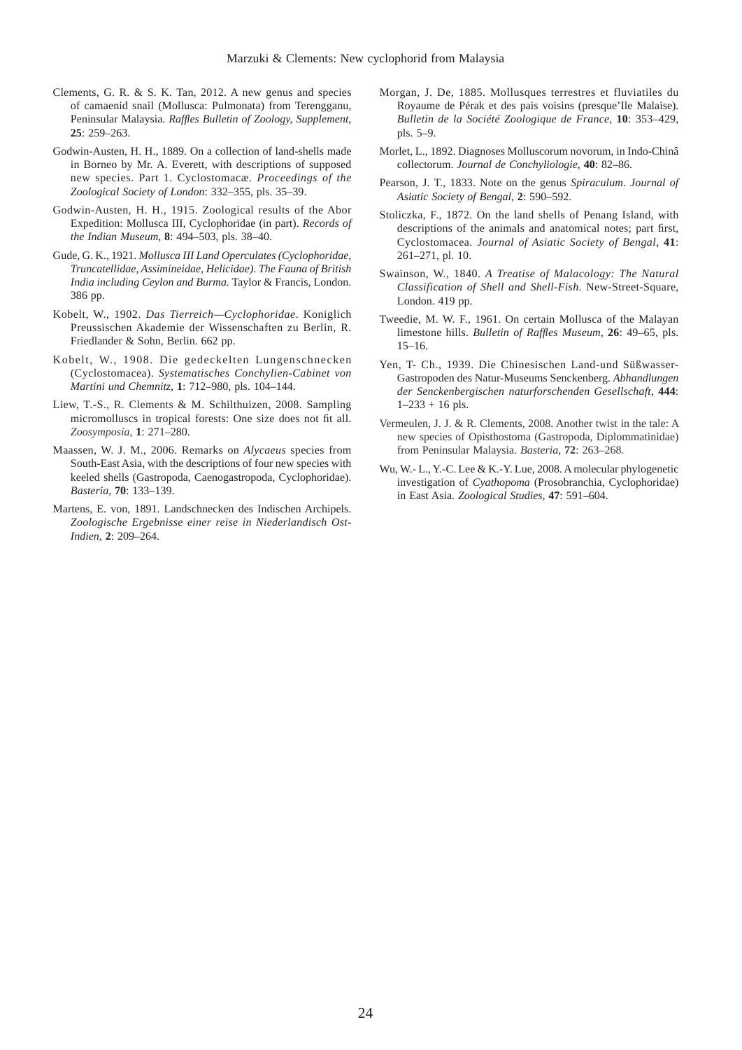Clements, G. R. & S. K. Tan, 2012. A new genus and species of camaenid snail (Mollusca: Pulmonata) from Terengganu, Peninsular Malaysia. *Raffles Bulletin of Zoology, Supplement*, **25**: 259–263.

Godwin-Austen, H. H., 1889. On a collection of land-shells made in Borneo by Mr. A. Everett, with descriptions of supposed new species. Part 1. Cyclostomacæ. *Proceedings of the Zoological Society of London*: 332–355, pls. 35–39.

Godwin-Austen, H. H., 1915. Zoological results of the Abor Expedition: Mollusca III, Cyclophoridae (in part). *Records of the Indian Museum*, **8**: 494–503, pls. 38–40.

Gude, G. K., 1921. *Mollusca III Land Operculates (Cyclophoridae, Truncatellidae, Assimineidae, Helicidae). The Fauna of British India including Ceylon and Burma.* Taylor & Francis, London. 386 pp.

Kobelt, W., 1902. *Das Tierreich—Cyclophoridae*. Koniglich Preussischen Akademie der Wissenschaften zu Berlin, R. Friedlander & Sohn, Berlin. 662 pp.

Kobelt, W., 1908. Die gedeckelten Lungenschnecken (Cyclostomacea). *Systematisches Conchylien-Cabinet von Martini und Chemnitz*, **1**: 712–980, pls. 104–144.

Liew, T.-S., R. Clements & M. Schilthuizen, 2008. Sampling micromolluscs in tropical forests: One size does not fit all. *Zoosymposia*, **1**: 271–280.

Maassen, W. J. M., 2006. Remarks on *Alycaeus* species from South-East Asia, with the descriptions of four new species with keeled shells (Gastropoda, Caenogastropoda, Cyclophoridae). *Basteria*, **70**: 133–139.

Martens, E. von, 1891. Landschnecken des Indischen Archipels. *Zoologische Ergebnisse einer reise in Niederlandisch Ost-Indien*, **2**: 209–264.

Morgan, J. De, 1885. Mollusques terrestres et fluviatiles du Royaume de Pérak et des pais voisins (presque'Ile Malaise). *Bulletin de la Société Zoologique de France*, **10**: 353–429, pls. 5–9.

Morlet, L., 1892. Diagnoses Molluscorum novorum, in Indo-Chinâ collectorum. *Journal de Conchyliologie*, **40**: 82–86.

Pearson, J. T., 1833. Note on the genus *Spiraculum*. *Journal of Asiatic Society of Bengal*, **2**: 590–592.

Stoliczka, F., 1872. On the land shells of Penang Island, with descriptions of the animals and anatomical notes; part first, Cyclostomacea. *Journal of Asiatic Society of Bengal*, **41**: 261–271, pl. 10.

Swainson, W., 1840. *A Treatise of Malacology: The Natural Classification of Shell and Shell-Fish*. New-Street-Square, London. 419 pp.

Tweedie, M. W. F., 1961. On certain Mollusca of the Malayan limestone hills. *Bulletin of Raffles Museum*, **26**: 49–65, pls. 15–16.

Yen, T- Ch., 1939. Die Chinesischen Land-und Süßwasser-Gastropoden des Natur-Museums Senckenberg. *Abhandlungen der Senckenbergischen naturforschenden Gesellschaft*, **444**: 1–233 + 16 pls.

Vermeulen, J. J. & R. Clements, 2008. Another twist in the tale: A new species of Opisthostoma (Gastropoda, Diplommatinidae) from Peninsular Malaysia. *Basteria*, **72**: 263–268.

Wu, W.- L., Y.-C. Lee & K.-Y. Lue, 2008. A molecular phylogenetic investigation of *Cyathopoma* (Prosobranchia, Cyclophoridae) in East Asia. *Zoological Studies*, **47**: 591–604.